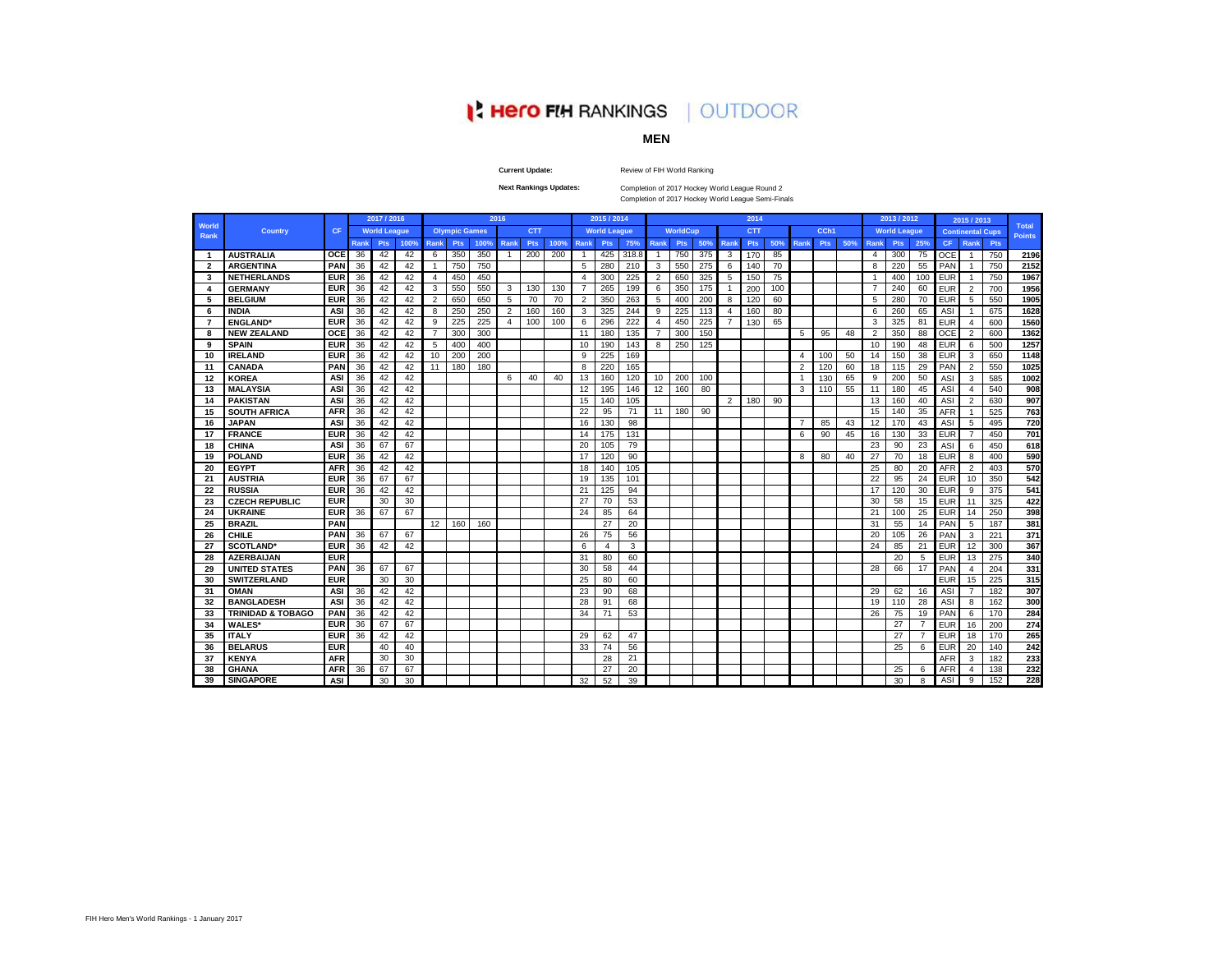# Hero FIH RANKINGS | OUTDOOR

## MEN

**Current Update:** Review of FIH World Ranking

**Next Rankings Updates:** Completion of 2017 Hockey World League Round 2
Completion of 2017 Hockey World League Semi-Finals

| World Rank | Country | CF | 2017 / 2016 | | | 2016 | | | | | | 2015 / 2014 | | | 2014 | | | | | | | | | 2013 / 2012 | | | 2015 / 2013 | | | Total Points |
|---|---|---|---|---|---|---|---|---|---|---|---|---|---|---|---|---|---|---|---|---|---|---|---|---|---|---|---|---|---|---|
| | | | World League | | | Olympic Games | | | CTT | | | World League | | | WorldCup | | | CTT | | | CCh1 | | | World League | | | Continental Cups | | | |
| | | | Rank | Pts | 100% | Rank | Pts | 100% | Rank | Pts | 100% | Rank | Pts | 75% | Rank | Pts | 50% | Rank | Pts | 50% | Rank | Pts | 50% | Rank | Pts | 25% | CF | Rank | Pts | |
| 1 | AUSTRALIA | OCE | 36 | 42 | 42 | 6 | 350 | 350 | 1 | 200 | 200 | 1 | 425 | 318.8 | 1 | 750 | 375 | 3 | 170 | 85 | | | | 4 | 300 | 75 | OCE | 1 | 750 | 2196 |
| 2 | ARGENTINA | PAN | 36 | 42 | 42 | 1 | 750 | 750 | | | | 5 | 280 | 210 | 3 | 550 | 275 | 6 | 140 | 70 | | | | 8 | 220 | 55 | PAN | 1 | 750 | 2152 |
| 3 | NETHERLANDS | EUR | 36 | 42 | 42 | 4 | 450 | 450 | | | | 4 | 300 | 225 | 2 | 650 | 325 | 5 | 150 | 75 | | | | 1 | 400 | 100 | EUR | 1 | 750 | 1967 |
| 4 | GERMANY | EUR | 36 | 42 | 42 | 3 | 550 | 550 | 3 | 130 | 130 | 7 | 265 | 199 | 6 | 350 | 175 | 1 | 200 | 100 | | | | 7 | 240 | 60 | EUR | 2 | 700 | 1956 |
| 5 | BELGIUM | EUR | 36 | 42 | 42 | 2 | 650 | 650 | 5 | 70 | 70 | 2 | 350 | 263 | 5 | 400 | 200 | 8 | 120 | 60 | | | | 5 | 280 | 70 | EUR | 5 | 550 | 1905 |
| 6 | INDIA | ASI | 36 | 42 | 42 | 8 | 250 | 250 | 2 | 160 | 160 | 3 | 325 | 244 | 9 | 225 | 113 | 4 | 160 | 80 | | | | 6 | 260 | 65 | ASI | 1 | 675 | 1628 |
| 7 | ENGLAND* | EUR | 36 | 42 | 42 | 9 | 225 | 225 | 4 | 100 | 100 | 6 | 296 | 222 | 4 | 450 | 225 | 7 | 130 | 65 | | | | 3 | 325 | 81 | EUR | 4 | 600 | 1560 |
| 8 | NEW ZEALAND | OCE | 36 | 42 | 42 | 7 | 300 | 300 | | | | 11 | 180 | 135 | 7 | 300 | 150 | | | | 5 | 95 | 48 | 2 | 350 | 88 | OCE | 2 | 600 | 1362 |
| 9 | SPAIN | EUR | 36 | 42 | 42 | 5 | 400 | 400 | | | | 10 | 190 | 143 | 8 | 250 | 125 | | | | | | | 10 | 190 | 48 | EUR | 6 | 500 | 1257 |
| 10 | IRELAND | EUR | 36 | 42 | 42 | 10 | 200 | 200 | | | | 9 | 225 | 169 | | | | | | | 4 | 100 | 50 | 14 | 150 | 38 | EUR | 3 | 650 | 1148 |
| 11 | CANADA | PAN | 36 | 42 | 42 | 11 | 180 | 180 | | | | 8 | 220 | 165 | | | | | | | 2 | 120 | 60 | 18 | 115 | 29 | PAN | 2 | 550 | 1025 |
| 12 | KOREA | ASI | 36 | 42 | 42 | | | | 6 | 40 | 40 | 13 | 160 | 120 | 10 | 200 | 100 | | | | 1 | 130 | 65 | 9 | 200 | 50 | ASI | 3 | 585 | 1002 |
| 13 | MALAYSIA | ASI | 36 | 42 | 42 | | | | | | | 12 | 195 | 146 | 12 | 160 | 80 | | | | 3 | 110 | 55 | 11 | 180 | 45 | ASI | 4 | 540 | 908 |
| 14 | PAKISTAN | ASI | 36 | 42 | 42 | | | | | | | 15 | 140 | 105 | | | | 2 | 180 | 90 | | | | 13 | 160 | 40 | ASI | 2 | 630 | 907 |
| 15 | SOUTH AFRICA | AFR | 36 | 42 | 42 | | | | | | | 22 | 95 | 71 | 11 | 180 | 90 | | | | | | | 15 | 140 | 35 | AFR | 1 | 525 | 763 |
| 16 | JAPAN | ASI | 36 | 42 | 42 | | | | | | | 16 | 130 | 98 | | | | | | | 7 | 85 | 43 | 12 | 170 | 43 | ASI | 5 | 495 | 720 |
| 17 | FRANCE | EUR | 36 | 42 | 42 | | | | | | | 14 | 175 | 131 | | | | | | | 6 | 90 | 45 | 16 | 130 | 33 | EUR | 7 | 450 | 701 |
| 18 | CHINA | ASI | 36 | 67 | 67 | | | | | | | 20 | 105 | 79 | | | | | | | | | | 23 | 90 | 23 | ASI | 6 | 450 | 618 |
| 19 | POLAND | EUR | 36 | 42 | 42 | | | | | | | 17 | 120 | 90 | | | | | | | 8 | 80 | 40 | 27 | 70 | 18 | EUR | 8 | 400 | 590 |
| 20 | EGYPT | AFR | 36 | 42 | 42 | | | | | | | 18 | 140 | 105 | | | | | | | | | | 25 | 80 | 20 | AFR | 2 | 403 | 570 |
| 21 | AUSTRIA | EUR | 36 | 67 | 67 | | | | | | | 19 | 135 | 101 | | | | | | | | | | 22 | 95 | 24 | EUR | 10 | 350 | 542 |
| 22 | RUSSIA | EUR | 36 | 42 | 42 | | | | | | | 21 | 125 | 94 | | | | | | | | | | 17 | 120 | 30 | EUR | 9 | 375 | 541 |
| 23 | CZECH REPUBLIC | EUR | | 30 | 30 | | | | | | | 27 | 70 | 53 | | | | | | | | | | 30 | 58 | 15 | EUR | 11 | 325 | 422 |
| 24 | UKRAINE | EUR | 36 | 67 | 67 | | | | | | | 24 | 85 | 64 | | | | | | | | | | 21 | 100 | 25 | EUR | 14 | 250 | 398 |
| 25 | BRAZIL | PAN | | | | 12 | 160 | 160 | | | | | 27 | 20 | | | | | | | | | | 31 | 55 | 14 | PAN | 5 | 187 | 381 |
| 26 | CHILE | PAN | 36 | 67 | 67 | | | | | | | 26 | 75 | 56 | | | | | | | | | | 20 | 105 | 26 | PAN | 3 | 221 | 371 |
| 27 | SCOTLAND* | EUR | 36 | 42 | 42 | | | | | | | 6 | 4 | 3 | | | | | | | | | | 24 | 85 | 21 | EUR | 12 | 300 | 367 |
| 28 | AZERBAIJAN | EUR | | | | | | | | | | 31 | 80 | 60 | | | | | | | | | | | 20 | 5 | EUR | 13 | 275 | 340 |
| 29 | UNITED STATES | PAN | 36 | 67 | 67 | | | | | | | 30 | 58 | 44 | | | | | | | | | | 28 | 66 | 17 | PAN | 4 | 204 | 331 |
| 30 | SWITZERLAND | EUR | | 30 | 30 | | | | | | | 25 | 80 | 60 | | | | | | | | | | | | | EUR | 15 | 225 | 315 |
| 31 | OMAN | ASI | 36 | 42 | 42 | | | | | | | 23 | 90 | 68 | | | | | | | | | | 29 | 62 | 16 | ASI | 7 | 182 | 307 |
| 32 | BANGLADESH | ASI | 36 | 42 | 42 | | | | | | | 28 | 91 | 68 | | | | | | | | | | 19 | 110 | 28 | ASI | 8 | 162 | 300 |
| 33 | TRINIDAD & TOBAGO | PAN | 36 | 42 | 42 | | | | | | | 34 | 71 | 53 | | | | | | | | | | 26 | 75 | 19 | PAN | 6 | 170 | 284 |
| 34 | WALES* | EUR | 36 | 67 | 67 | | | | | | | | | | | | | | | | | | | | 27 | 7 | EUR | 16 | 200 | 274 |
| 35 | ITALY | EUR | 36 | 42 | 42 | | | | | | | 29 | 62 | 47 | | | | | | | | | | | 27 | 7 | EUR | 18 | 170 | 265 |
| 36 | BELARUS | EUR | | 40 | 40 | | | | | | | 33 | 74 | 56 | | | | | | | | | | | 25 | 6 | EUR | 20 | 140 | 242 |
| 37 | KENYA | AFR | | 30 | 30 | | | | | | | | 28 | 21 | | | | | | | | | | | | | AFR | 3 | 182 | 233 |
| 38 | GHANA | AFR | 36 | 67 | 67 | | | | | | | | 27 | 20 | | | | | | | | | | | 25 | 6 | AFR | 4 | 138 | 232 |
| 39 | SINGAPORE | ASI | | 30 | 30 | | | | | | | 32 | 52 | 39 | | | | | | | | | | | 30 | 8 | ASI | 9 | 152 | 228 |

FIH Hero Men's World Rankings - 1 January 2017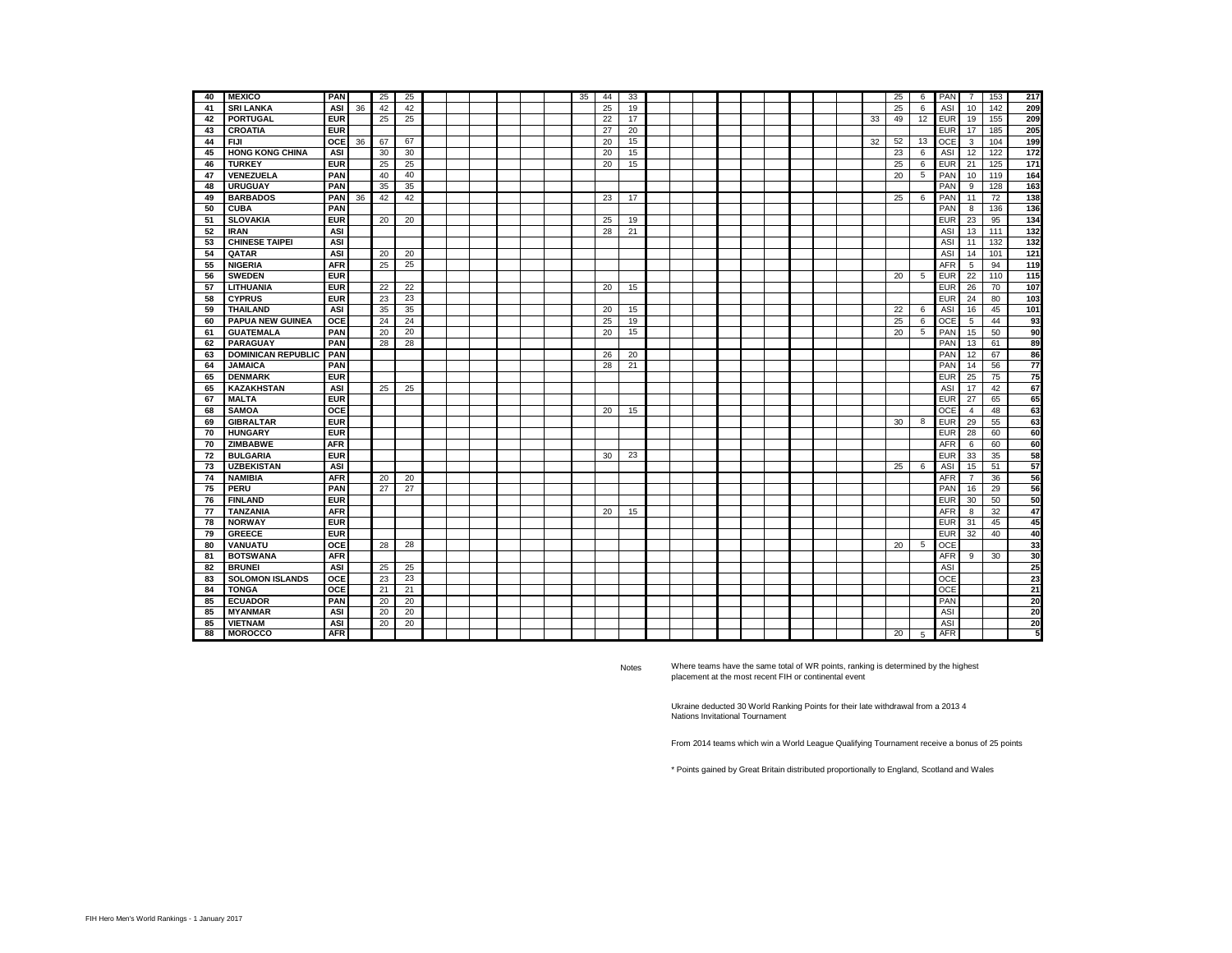| | | | | | | | | | | | | | | | | | | | | | | | | | | | | | |
|---|---|---|---|---|---|---|---|---|---|---|---|---|---|---|---|---|---|---|---|---|---|---|---|---|---|---|---|---|---|
| 40 | MEXICO | PAN | | 25 | 25 | | | | | | | 35 | 44 | 33 | | | | | | | | | | | 25 | 6 | PAN | 7 | 153 | 217 |
| 41 | SRI LANKA | ASI | 36 | 42 | 42 | | | | | | | | 25 | 19 | | | | | | | | | | | 25 | 6 | ASI | 10 | 142 | 209 |
| 42 | PORTUGAL | EUR | | 25 | 25 | | | | | | | | 22 | 17 | | | | | | | | | | 33 | 49 | 12 | EUR | 19 | 155 | 209 |
| 43 | CROATIA | EUR | | | | | | | | | | | 27 | 20 | | | | | | | | | | | | | EUR | 17 | 185 | 205 |
| 44 | FIJI | OCE | 36 | 67 | 67 | | | | | | | | 20 | 15 | | | | | | | | | | 32 | 52 | 13 | OCE | 3 | 104 | 199 |
| 45 | HONG KONG CHINA | ASI | | 30 | 30 | | | | | | | | 20 | 15 | | | | | | | | | | | 23 | 6 | ASI | 12 | 122 | 172 |
| 46 | TURKEY | EUR | | 25 | 25 | | | | | | | | 20 | 15 | | | | | | | | | | | 25 | 6 | EUR | 21 | 125 | 171 |
| 47 | VENEZUELA | PAN | | 40 | 40 | | | | | | | | | | | | | | | | | | | | 20 | 5 | PAN | 10 | 119 | 164 |
| 48 | URUGUAY | PAN | | 35 | 35 | | | | | | | | | | | | | | | | | | | | | | PAN | 9 | 128 | 163 |
| 49 | BARBADOS | PAN | 36 | 42 | 42 | | | | | | | | 23 | 17 | | | | | | | | | | | 25 | 6 | PAN | 11 | 72 | 138 |
| 50 | CUBA | PAN | | | | | | | | | | | | | | | | | | | | | | | | | PAN | 8 | 136 | 136 |
| 51 | SLOVAKIA | EUR | | 20 | 20 | | | | | | | | 25 | 19 | | | | | | | | | | | | | EUR | 23 | 95 | 134 |
| 52 | IRAN | ASI | | | | | | | | | | | 28 | 21 | | | | | | | | | | | | | ASI | 13 | 111 | 132 |
| 53 | CHINESE TAIPEI | ASI | | | | | | | | | | | | | | | | | | | | | | | | | ASI | 11 | 132 | 132 |
| 54 | QATAR | ASI | | 20 | 20 | | | | | | | | | | | | | | | | | | | | | | ASI | 14 | 101 | 121 |
| 55 | NIGERIA | AFR | | 25 | 25 | | | | | | | | | | | | | | | | | | | | | | AFR | 5 | 94 | 119 |
| 56 | SWEDEN | EUR | | | | | | | | | | | | | | | | | | | | | | | 20 | 5 | EUR | 22 | 110 | 115 |
| 57 | LITHUANIA | EUR | | 22 | 22 | | | | | | | | 20 | 15 | | | | | | | | | | | | | EUR | 26 | 70 | 107 |
| 58 | CYPRUS | EUR | | 23 | 23 | | | | | | | | | | | | | | | | | | | | | | EUR | 24 | 80 | 103 |
| 59 | THAILAND | ASI | | 35 | 35 | | | | | | | | 20 | 15 | | | | | | | | | | | 22 | 6 | ASI | 16 | 45 | 101 |
| 60 | PAPUA NEW GUINEA | OCE | | 24 | 24 | | | | | | | | 25 | 19 | | | | | | | | | | | 25 | 6 | OCE | 5 | 44 | 93 |
| 61 | GUATEMALA | PAN | | 20 | 20 | | | | | | | | 20 | 15 | | | | | | | | | | | 20 | 5 | PAN | 15 | 50 | 90 |
| 62 | PARAGUAY | PAN | | 28 | 28 | | | | | | | | | | | | | | | | | | | | | | PAN | 13 | 61 | 89 |
| 63 | DOMINICAN REPUBLIC | PAN | | | | | | | | | | | 26 | 20 | | | | | | | | | | | | | PAN | 12 | 67 | 86 |
| 64 | JAMAICA | PAN | | | | | | | | | | | 28 | 21 | | | | | | | | | | | | | PAN | 14 | 56 | 77 |
| 65 | DENMARK | EUR | | | | | | | | | | | | | | | | | | | | | | | | | EUR | 25 | 75 | 75 |
| 65 | KAZAKHSTAN | ASI | | 25 | 25 | | | | | | | | | | | | | | | | | | | | | | ASI | 17 | 42 | 67 |
| 67 | MALTA | EUR | | | | | | | | | | | | | | | | | | | | | | | | | EUR | 27 | 65 | 65 |
| 68 | SAMOA | OCE | | | | | | | | | | | 20 | 15 | | | | | | | | | | | | | OCE | 4 | 48 | 63 |
| 69 | GIBRALTAR | EUR | | | | | | | | | | | | | | | | | | | | | | | 30 | 8 | EUR | 29 | 55 | 63 |
| 70 | HUNGARY | EUR | | | | | | | | | | | | | | | | | | | | | | | | | EUR | 28 | 60 | 60 |
| 70 | ZIMBABWE | AFR | | | | | | | | | | | | | | | | | | | | | | | | | AFR | 6 | 60 | 60 |
| 72 | BULGARIA | EUR | | | | | | | | | | | 30 | 23 | | | | | | | | | | | | | EUR | 33 | 35 | 58 |
| 73 | UZBEKISTAN | ASI | | | | | | | | | | | | | | | | | | | | | | | 25 | 6 | ASI | 15 | 51 | 57 |
| 74 | NAMIBIA | AFR | | 20 | 20 | | | | | | | | | | | | | | | | | | | | | | AFR | 7 | 36 | 56 |
| 75 | PERU | PAN | | 27 | 27 | | | | | | | | | | | | | | | | | | | | | | PAN | 16 | 29 | 56 |
| 76 | FINLAND | EUR | | | | | | | | | | | | | | | | | | | | | | | | | EUR | 30 | 50 | 50 |
| 77 | TANZANIA | AFR | | | | | | | | | | | 20 | 15 | | | | | | | | | | | | | AFR | 8 | 32 | 47 |
| 78 | NORWAY | EUR | | | | | | | | | | | | | | | | | | | | | | | | | EUR | 31 | 45 | 45 |
| 79 | GREECE | EUR | | | | | | | | | | | | | | | | | | | | | | | | | EUR | 32 | 40 | 40 |
| 80 | VANUATU | OCE | | 28 | 28 | | | | | | | | | | | | | | | | | | | | 20 | 5 | OCE | | | 33 |
| 81 | BOTSWANA | AFR | | | | | | | | | | | | | | | | | | | | | | | | | AFR | 9 | 30 | 30 |
| 82 | BRUNEI | ASI | | 25 | 25 | | | | | | | | | | | | | | | | | | | | | | ASI | | | 25 |
| 83 | SOLOMON ISLANDS | OCE | | 23 | 23 | | | | | | | | | | | | | | | | | | | | | | OCE | | | 23 |
| 84 | TONGA | OCE | | 21 | 21 | | | | | | | | | | | | | | | | | | | | | | OCE | | | 21 |
| 85 | ECUADOR | PAN | | 20 | 20 | | | | | | | | | | | | | | | | | | | | | | PAN | | | 20 |
| 85 | MYANMAR | ASI | | 20 | 20 | | | | | | | | | | | | | | | | | | | | | | ASI | | | 20 |
| 85 | VIETNAM | ASI | | 20 | 20 | | | | | | | | | | | | | | | | | | | | | | ASI | | | 20 |
| 88 | MOROCCO | AFR | | | | | | | | | | | | | | | | | | | | | | | 20 | 5 | AFR | | | 5 |

Notes

Where teams have the same total of WR points, ranking is determined by the highest placement at the most recent FIH or continental event

Ukraine deducted 30 World Ranking Points for their late withdrawal from a 2013 4 Nations Invitational Tournament

From 2014 teams which win a World League Qualifying Tournament receive a bonus of 25 points

* Points gained by Great Britain distributed proportionally to England, Scotland and Wales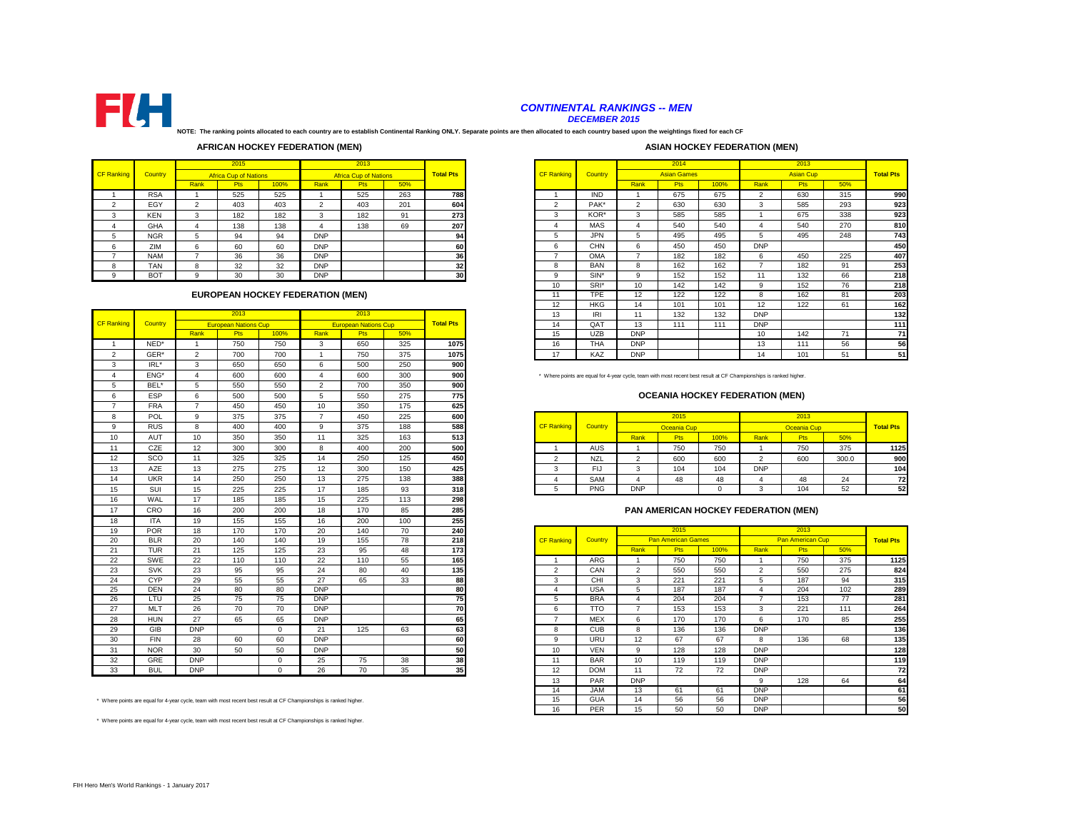FIH

## *CONTINENTAL RANKINGS -- MEN*
### *DECEMBER 2015*

**NOTE: The ranking points allocated to each country are to establish Continental Ranking ONLY. Separate points are then allocated to each country based upon the weightings fixed for each CF**

### AFRICAN HOCKEY FEDERATION (MEN)

| CF Ranking | Country | 2015 Africa Cup of Nations | | | 2013 Africa Cup of Nations | | | Total Pts |
|---|---|---|---|---|---|---|---|---|
| | | Rank | Pts | 100% | Rank | Pts | 50% | |
| 1 | RSA | 1 | 525 | 525 | 1 | 525 | 263 | 788 |
| 2 | EGY | 2 | 403 | 403 | 2 | 403 | 201 | 604 |
| 3 | KEN | 3 | 182 | 182 | 3 | 182 | 91 | 273 |
| 4 | GHA | 4 | 138 | 138 | 4 | 138 | 69 | 207 |
| 5 | NGR | 5 | 94 | 94 | DNP | | | 94 |
| 6 | ZIM | 6 | 60 | 60 | DNP | | | 60 |
| 7 | NAM | 7 | 36 | 36 | DNP | | | 36 |
| 8 | TAN | 8 | 32 | 32 | DNP | | | 32 |
| 9 | BOT | 9 | 30 | 30 | DNP | | | 30 |

### EUROPEAN HOCKEY FEDERATION (MEN)

| CF Ranking | Country | 2013 European Nations Cup | | | 2013 European Nations Cup | | | Total Pts |
|---|---|---|---|---|---|---|---|---|
| | | Rank | Pts | 100% | Rank | Pts | 50% | |
| 1 | NED* | 1 | 750 | 750 | 3 | 650 | 325 | 1075 |
| 2 | GER* | 2 | 700 | 700 | 1 | 750 | 375 | 1075 |
| 3 | IRL* | 3 | 650 | 650 | 6 | 500 | 250 | 900 |
| 4 | ENG* | 4 | 600 | 600 | 4 | 600 | 300 | 900 |
| 5 | BEL* | 5 | 550 | 550 | 2 | 700 | 350 | 900 |
| 6 | ESP | 6 | 500 | 500 | 5 | 550 | 275 | 775 |
| 7 | FRA | 7 | 450 | 450 | 10 | 350 | 175 | 625 |
| 8 | POL | 9 | 375 | 375 | 7 | 450 | 225 | 600 |
| 9 | RUS | 8 | 400 | 400 | 9 | 375 | 188 | 588 |
| 10 | AUT | 10 | 350 | 350 | 11 | 325 | 163 | 513 |
| 11 | CZE | 12 | 300 | 300 | 8 | 400 | 200 | 500 |
| 12 | SCO | 11 | 325 | 325 | 14 | 250 | 125 | 450 |
| 13 | AZE | 13 | 275 | 275 | 12 | 300 | 150 | 425 |
| 14 | UKR | 14 | 250 | 250 | 13 | 275 | 138 | 388 |
| 15 | SUI | 15 | 225 | 225 | 17 | 185 | 93 | 318 |
| 16 | WAL | 17 | 185 | 185 | 15 | 225 | 113 | 298 |
| 17 | CRO | 16 | 200 | 200 | 18 | 170 | 85 | 285 |
| 18 | ITA | 19 | 155 | 155 | 16 | 200 | 100 | 255 |
| 19 | POR | 18 | 170 | 170 | 20 | 140 | 70 | 240 |
| 20 | BLR | 20 | 140 | 140 | 19 | 155 | 78 | 218 |
| 21 | TUR | 21 | 125 | 125 | 23 | 95 | 48 | 173 |
| 22 | SWE | 22 | 110 | 110 | 22 | 110 | 55 | 165 |
| 23 | SVK | 23 | 95 | 95 | 24 | 80 | 40 | 135 |
| 24 | CYP | 29 | 55 | 55 | 27 | 65 | 33 | 88 |
| 25 | DEN | 24 | 80 | 80 | DNP | | | 80 |
| 26 | LTU | 25 | 75 | 75 | DNP | | | 75 |
| 27 | MLT | 26 | 70 | 70 | DNP | | | 70 |
| 28 | HUN | 27 | 65 | 65 | DNP | | | 65 |
| 29 | GIB | DNP | | 0 | 21 | 125 | 63 | 63 |
| 30 | FIN | 28 | 60 | 60 | DNP | | | 60 |
| 31 | NOR | 30 | 50 | 50 | DNP | | | 50 |
| 32 | GRE | DNP | | 0 | 25 | 75 | 38 | 38 |
| 33 | BUL | DNP | | 0 | 26 | 70 | 35 | 35 |

\* Where points are equal for 4-year cycle, team with most recent best result at CF Championships is ranked higher.

\* Where points are equal for 4-year cycle, team with most recent best result at CF Championships is ranked higher.

### ASIAN HOCKEY FEDERATION (MEN)

| CF Ranking | Country | 2014 Asian Games | | | 2013 Asian Cup | | | Total Pts |
|---|---|---|---|---|---|---|---|---|
| | | Rank | Pts | 100% | Rank | Pts | 50% | |
| 1 | IND | 1 | 675 | 675 | 2 | 630 | 315 | 990 |
| 2 | PAK* | 2 | 630 | 630 | 3 | 585 | 293 | 923 |
| 3 | KOR* | 3 | 585 | 585 | 1 | 675 | 338 | 923 |
| 4 | MAS | 4 | 540 | 540 | 4 | 540 | 270 | 810 |
| 5 | JPN | 5 | 495 | 495 | 5 | 495 | 248 | 743 |
| 6 | CHN | 6 | 450 | 450 | DNP | | | 450 |
| 7 | OMA | 7 | 182 | 182 | 6 | 450 | 225 | 407 |
| 8 | BAN | 8 | 162 | 162 | 7 | 182 | 91 | 253 |
| 9 | SIN* | 9 | 152 | 152 | 11 | 132 | 66 | 218 |
| 10 | SRI* | 10 | 142 | 142 | 9 | 152 | 76 | 218 |
| 11 | TPE | 12 | 122 | 122 | 8 | 162 | 81 | 203 |
| 12 | HKG | 14 | 101 | 101 | 12 | 122 | 61 | 162 |
| 13 | IRI | 11 | 132 | 132 | DNP | | | 132 |
| 14 | QAT | 13 | 111 | 111 | DNP | | | 111 |
| 15 | UZB | DNP | | | 10 | 142 | 71 | 71 |
| 16 | THA | DNP | | | 13 | 111 | 56 | 56 |
| 17 | KAZ | DNP | | | 14 | 101 | 51 | 51 |

\* Where points are equal for 4-year cycle, team with most recent best result at CF Championships is ranked higher.

### OCEANIA HOCKEY FEDERATION (MEN)

| CF Ranking | Country | 2015 Oceania Cup | | | 2013 Oceania Cup | | | Total Pts |
|---|---|---|---|---|---|---|---|---|
| | | Rank | Pts | 100% | Rank | Pts | 50% | |
| 1 | AUS | 1 | 750 | 750 | 1 | 750 | 375 | 1125 |
| 2 | NZL | 2 | 600 | 600 | 2 | 600 | 300.0 | 900 |
| 3 | FIJ | 3 | 104 | 104 | DNP | | | 104 |
| 4 | SAM | 4 | 48 | 48 | 4 | 48 | 24 | 72 |
| 5 | PNG | DNP | | 0 | 3 | 104 | 52 | 52 |

### PAN AMERICAN HOCKEY FEDERATION (MEN)

| CF Ranking | Country | 2015 Pan American Games | | | 2013 Pan American Cup | | | Total Pts |
|---|---|---|---|---|---|---|---|---|
| | | Rank | Pts | 100% | Rank | Pts | 50% | |
| 1 | ARG | 1 | 750 | 750 | 1 | 750 | 375 | 1125 |
| 2 | CAN | 2 | 550 | 550 | 2 | 550 | 275 | 824 |
| 3 | CHI | 3 | 221 | 221 | 5 | 187 | 94 | 315 |
| 4 | USA | 5 | 187 | 187 | 4 | 204 | 102 | 289 |
| 5 | BRA | 4 | 204 | 204 | 7 | 153 | 77 | 281 |
| 6 | TTO | 7 | 153 | 153 | 3 | 221 | 111 | 264 |
| 7 | MEX | 6 | 170 | 170 | 6 | 170 | 85 | 255 |
| 8 | CUB | 8 | 136 | 136 | DNP | | | 136 |
| 9 | URU | 12 | 67 | 67 | 8 | 136 | 68 | 135 |
| 10 | VEN | 9 | 128 | 128 | DNP | | | 128 |
| 11 | BAR | 10 | 119 | 119 | DNP | | | 119 |
| 12 | DOM | 11 | 72 | 72 | DNP | | | 72 |
| 13 | PAR | DNP | | | 9 | 128 | 64 | 64 |
| 14 | JAM | 13 | 61 | 61 | DNP | | | 61 |
| 15 | GUA | 14 | 56 | 56 | DNP | | | 56 |
| 16 | PER | 15 | 50 | 50 | DNP | | | 50 |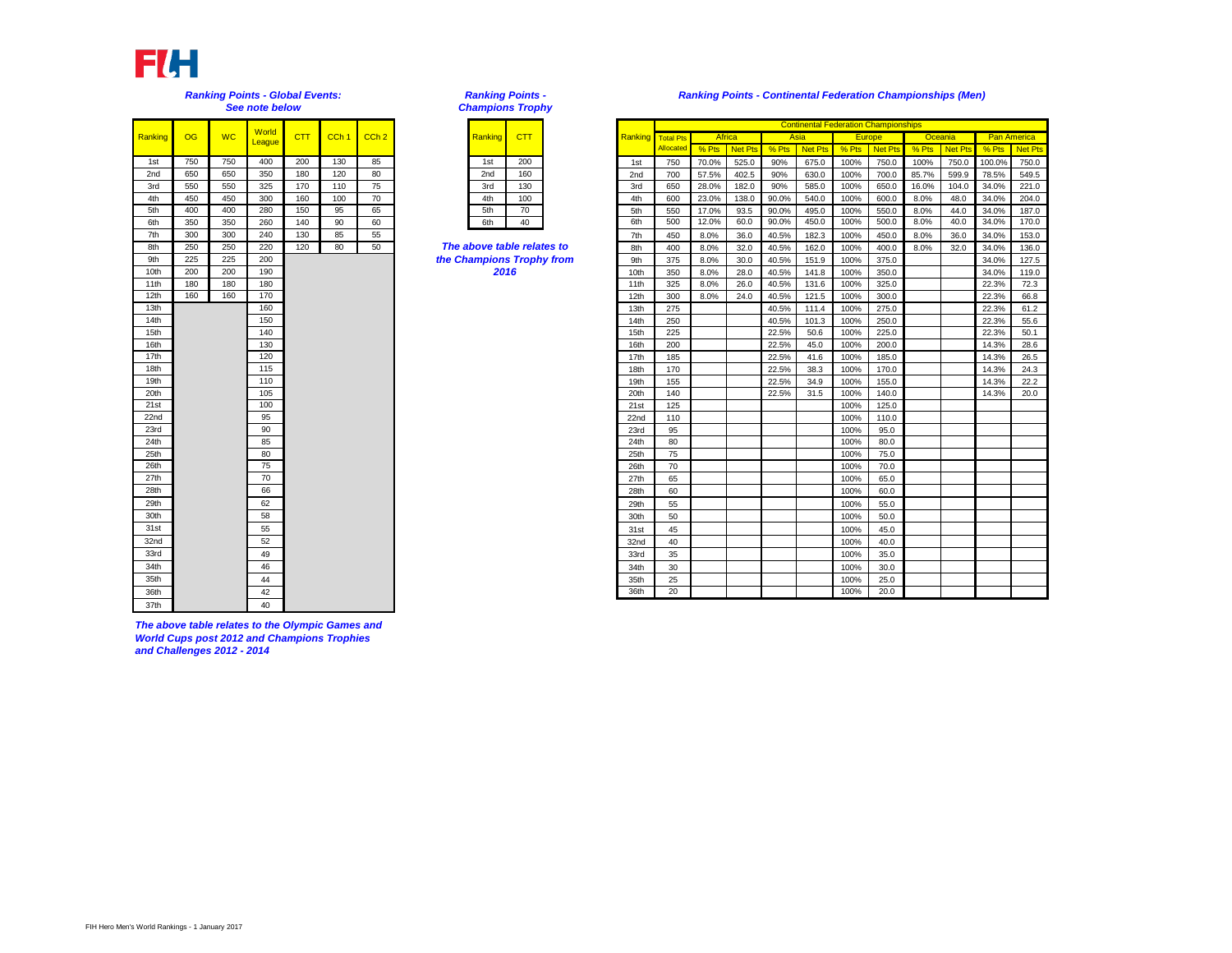FIH

### *Ranking Points - Global Events: See note below*

| Ranking | OG | WC | World League | CTT | CCh 1 | CCh 2 |
|---|---|---|---|---|---|---|
| 1st | 750 | 750 | 400 | 200 | 130 | 85 |
| 2nd | 650 | 650 | 350 | 180 | 120 | 80 |
| 3rd | 550 | 550 | 325 | 170 | 110 | 75 |
| 4th | 450 | 450 | 300 | 160 | 100 | 70 |
| 5th | 400 | 400 | 280 | 150 | 95 | 65 |
| 6th | 350 | 350 | 260 | 140 | 90 | 60 |
| 7th | 300 | 300 | 240 | 130 | 85 | 55 |
| 8th | 250 | 250 | 220 | 120 | 80 | 50 |
| 9th | 225 | 225 | 200 | | | |
| 10th | 200 | 200 | 190 | | | |
| 11th | 180 | 180 | 180 | | | |
| 12th | 160 | 160 | 170 | | | |
| 13th | | | 160 | | | |
| 14th | | | 150 | | | |
| 15th | | | 140 | | | |
| 16th | | | 130 | | | |
| 17th | | | 120 | | | |
| 18th | | | 115 | | | |
| 19th | | | 110 | | | |
| 20th | | | 105 | | | |
| 21st | | | 100 | | | |
| 22nd | | | 95 | | | |
| 23rd | | | 90 | | | |
| 24th | | | 85 | | | |
| 25th | | | 80 | | | |
| 26th | | | 75 | | | |
| 27th | | | 70 | | | |
| 28th | | | 66 | | | |
| 29th | | | 62 | | | |
| 30th | | | 58 | | | |
| 31st | | | 55 | | | |
| 32nd | | | 52 | | | |
| 33rd | | | 49 | | | |
| 34th | | | 46 | | | |
| 35th | | | 44 | | | |
| 36th | | | 42 | | | |
| 37th | | | 40 | | | |

***The above table relates to the Olympic Games and World Cups post 2012 and Champions Trophies and Challenges 2012 - 2014***

### *Ranking Points - Champions Trophy*

| Ranking | CTT |
|---|---|
| 1st | 200 |
| 2nd | 160 |
| 3rd | 130 |
| 4th | 100 |
| 5th | 70 |
| 6th | 40 |

***The above table relates to the Champions Trophy from 2016***

### *Ranking Points - Continental Federation Championships (Men)*

| | Continental Federation Championships | | | | | | | | | | |
|---|---|---|---|---|---|---|---|---|---|---|---|
| Ranking | Total Pts Allocated | Africa | | Asia | | Europe | | Oceania | | Pan America | |
| | | % Pts | Net Pts | % Pts | Net Pts | % Pts | Net Pts | % Pts | Net Pts | % Pts | Net Pts |
| 1st | 750 | 70.0% | 525.0 | 90% | 675.0 | 100% | 750.0 | 100% | 750.0 | 100.0% | 750.0 |
| 2nd | 700 | 57.5% | 402.5 | 90% | 630.0 | 100% | 700.0 | 85.7% | 599.9 | 78.5% | 549.5 |
| 3rd | 650 | 28.0% | 182.0 | 90% | 585.0 | 100% | 650.0 | 16.0% | 104.0 | 34.0% | 221.0 |
| 4th | 600 | 23.0% | 138.0 | 90.0% | 540.0 | 100% | 600.0 | 8.0% | 48.0 | 34.0% | 204.0 |
| 5th | 550 | 17.0% | 93.5 | 90.0% | 495.0 | 100% | 550.0 | 8.0% | 44.0 | 34.0% | 187.0 |
| 6th | 500 | 12.0% | 60.0 | 90.0% | 450.0 | 100% | 500.0 | 8.0% | 40.0 | 34.0% | 170.0 |
| 7th | 450 | 8.0% | 36.0 | 40.5% | 182.3 | 100% | 450.0 | 8.0% | 36.0 | 34.0% | 153.0 |
| 8th | 400 | 8.0% | 32.0 | 40.5% | 162.0 | 100% | 400.0 | 8.0% | 32.0 | 34.0% | 136.0 |
| 9th | 375 | 8.0% | 30.0 | 40.5% | 151.9 | 100% | 375.0 | | | 34.0% | 127.5 |
| 10th | 350 | 8.0% | 28.0 | 40.5% | 141.8 | 100% | 350.0 | | | 34.0% | 119.0 |
| 11th | 325 | 8.0% | 26.0 | 40.5% | 131.6 | 100% | 325.0 | | | 22.3% | 72.3 |
| 12th | 300 | 8.0% | 24.0 | 40.5% | 121.5 | 100% | 300.0 | | | 22.3% | 66.8 |
| 13th | 275 | | | 40.5% | 111.4 | 100% | 275.0 | | | 22.3% | 61.2 |
| 14th | 250 | | | 40.5% | 101.3 | 100% | 250.0 | | | 22.3% | 55.6 |
| 15th | 225 | | | 22.5% | 50.6 | 100% | 225.0 | | | 22.3% | 50.1 |
| 16th | 200 | | | 22.5% | 45.0 | 100% | 200.0 | | | 14.3% | 28.6 |
| 17th | 185 | | | 22.5% | 41.6 | 100% | 185.0 | | | 14.3% | 26.5 |
| 18th | 170 | | | 22.5% | 38.3 | 100% | 170.0 | | | 14.3% | 24.3 |
| 19th | 155 | | | 22.5% | 34.9 | 100% | 155.0 | | | 14.3% | 22.2 |
| 20th | 140 | | | 22.5% | 31.5 | 100% | 140.0 | | | 14.3% | 20.0 |
| 21st | 125 | | | | | 100% | 125.0 | | | | |
| 22nd | 110 | | | | | 100% | 110.0 | | | | |
| 23rd | 95 | | | | | 100% | 95.0 | | | | |
| 24th | 80 | | | | | 100% | 80.0 | | | | |
| 25th | 75 | | | | | 100% | 75.0 | | | | |
| 26th | 70 | | | | | 100% | 70.0 | | | | |
| 27th | 65 | | | | | 100% | 65.0 | | | | |
| 28th | 60 | | | | | 100% | 60.0 | | | | |
| 29th | 55 | | | | | 100% | 55.0 | | | | |
| 30th | 50 | | | | | 100% | 50.0 | | | | |
| 31st | 45 | | | | | 100% | 45.0 | | | | |
| 32nd | 40 | | | | | 100% | 40.0 | | | | |
| 33rd | 35 | | | | | 100% | 35.0 | | | | |
| 34th | 30 | | | | | 100% | 30.0 | | | | |
| 35th | 25 | | | | | 100% | 25.0 | | | | |
| 36th | 20 | | | | | 100% | 20.0 | | | | |